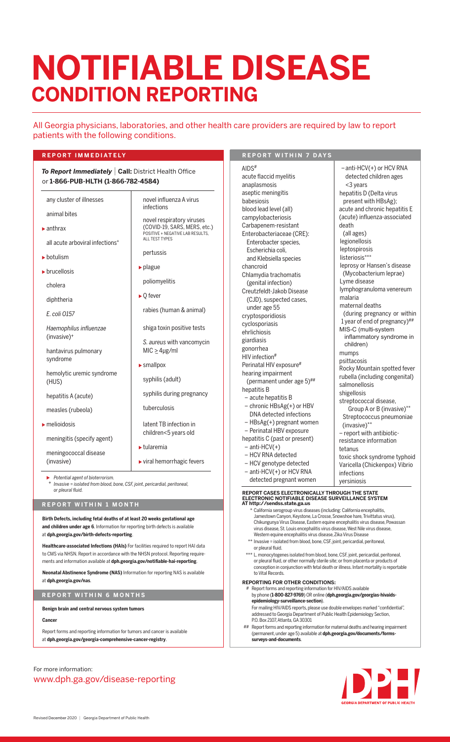# NOTIFIABLE DISEASE

## CONDITION REPORTING

All Georgia physicians, laboratories, and other health care providers are required by law to report patients with the following conditions.

### REPORT IMMEDIATELY

***To Report Immediately*** | **Call:** District Health Office or **1-866-PUB-HLTH (1-866-782-4584)**

- any cluster of illnesses
- animal bites
- ▶ anthrax
- all acute arboviral infections*
- ▶ botulism
- ▶ brucellosis
- cholera
- diphtheria
- *E. coli O157*
- *Haemophilus influenzae* (invasive)+
- hantavirus pulmonary syndrome
- hemolytic uremic syndrome (HUS)
- hepatitis A (acute)
- measles (rubeola)
- ▶ melioidosis
- meningitis (specify agent)
- meningococcal disease (invasive)
- novel influenza A virus infections
- novel respiratory viruses (COVID-19, SARS, MERS, etc.) POSITIVE + NEGATIVE LAB RESULTS, ALL TEST TYPES
- pertussis
- ▶ plague
- poliomyelitis
- ▶ Q fever
- rabies (human & animal)
- shiga toxin positive tests
- *S. aureus* with vancomycin MIC $\geq 4\mu g/ml$
- ▶ smallpox
- syphilis (adult)
- syphilis during pregnancy
- tuberculosis
- latent TB infection in children<5 years old
- ▶ tularemia
- ▶ viral hemorrhagic fevers

▶ *Potential agent of bioterrorism.*
+ *Invasive = isolated from blood, bone, CSF, joint, pericardial, peritoneal, or pleural fluid.*

### REPORT WITHIN 1 MONTH

**Birth Defects, including fetal deaths of at least 20 weeks gestational age and children under age 6**. Information for reporting birth defects is available at **dph.georgia.gov/birth-defects-reporting**.

**Healthcare-associated Infections (HAIs)** For facilities required to report HAI data to CMS via NHSN. Report in accordance with the NHSN protocol. Reporting requirements and information available at **dph.georgia.gov/notifiable-hai-reporting**.

**Neonatal Abstinence Syndrome (NAS)** Information for reporting NAS is available at **dph.georgia.gov/nas**.

### REPORT WITHIN 6 MONTHS

**Benign brain and central nervous system tumors**

**Cancer**

Report forms and reporting information for tumors and cancer is available at **dph.georgia.gov/georgia-comprehensive-cancer-registry**.

### REPORT WITHIN 7 DAYS

AIDS#
acute flaccid myelitis
anaplasmosis
aseptic meningitis
babesiosis
blood lead level (all)
campylobacteriosis
Carbapenem-resistant Enterobacteriaceae (CRE):
  Enterobacter species,
  Escherichia coli,
  and Klebsiella species
chancroid
Chlamydia trachomatis (genital infection)
Creutzfeldt-Jakob Disease (CJD), suspected cases, under age 55
cryptosporidiosis
cyclosporiasis
ehrlichiosis
giardiasis
gonorrhea
HIV infection#
Perinatal HIV exposure#
hearing impairment (permanent under age 5)##
hepatitis B
– acute hepatitis B
– chronic HBsAg(+) or HBV DNA detected infections
– HBsAg(+) pregnant women
– Perinatal HBV exposure
hepatitis C (past or present)
– anti-HCV(+)
– HCV RNA detected
– HCV genotype detected
– anti-HCV(+) or HCV RNA detected pregnant women
– anti-HCV(+) or HCV RNA detected children ages <3 years
hepatitis D (Delta virus present with HBsAg);
acute and chronic hepatitis E
(acute) influenza-associated death (all ages)
legionellosis
leptospirosis
listeriosis***
leprosy or Hansen's disease (Mycobacterium leprae)
Lyme disease
lymphogranuloma venereum
malaria
maternal deaths (during pregnancy or within 1 year of end of pregnancy)##
MIS-C (multi-system inflammatory syndrome in children)
mumps
psittacosis
Rocky Mountain spotted fever
rubella (including congenital)
salmonellosis
shigellosis
streptococcal disease, Group A or B (invasive)**
  Streptococcus pneumoniae (invasive)**
– report with antibiotic-resistance information
tetanus
toxic shock syndrome typhoid
Varicella (Chickenpox) Vibrio infections
yersiniosis

**REPORT CASES ELECTRONICALLY THROUGH THE STATE ELECTRONIC NOTIFIABLE DISEASE SURVEILLANCE SYSTEM AT http://sendss.state.ga.us**

\* California serogroup virus diseases (including: California encephalitis, Jamestown Canyon, Keystone, La Crosse, Snowshoe hare, Trivittatus virus), Chikungunya Virus Disease, Eastern equine encephalitis virus disease, Powassan virus disease, St. Louis encephalitis virus disease, West Nile virus disease, Western equine encephalitis virus disease, Zika Virus Disease

** Invasive = isolated from blood, bone, CSF, joint, pericardial, peritoneal, or pleural fluid.

*** L. monocytogenes isolated from blood, bone, CSF, joint, pericardial, peritoneal, or pleural fluid, or other normally sterile site; or from placenta or products of conception in conjunction with fetal death or illness. Infant mortality is reportable to Vital Records.

**REPORTING FOR OTHER CONDITIONS:**

# Report forms and reporting information for HIV/AIDS available by phone (**1-800-827-9769**) OR online (**dph.georgia.gov/georgias-hivaids-epidemiology-surveillance-section**).
For mailing HIV/AIDS reports, please use double envelopes marked "confidential", addressed to Georgia Department of Public Health Epidemiology Section, P.O. Box 2107, Atlanta, GA 30301

## Report forms and reporting information for maternal deaths and hearing impairment (permanent, under age 5) available at **dph.georgia.gov/documents/forms-surveys-and-documents**.

For more information:
www.dph.ga.gov/disease-reporting

GEORGIA DEPARTMENT OF PUBLIC HEALTH

Revised December 2020 | Georgia Department of Public Health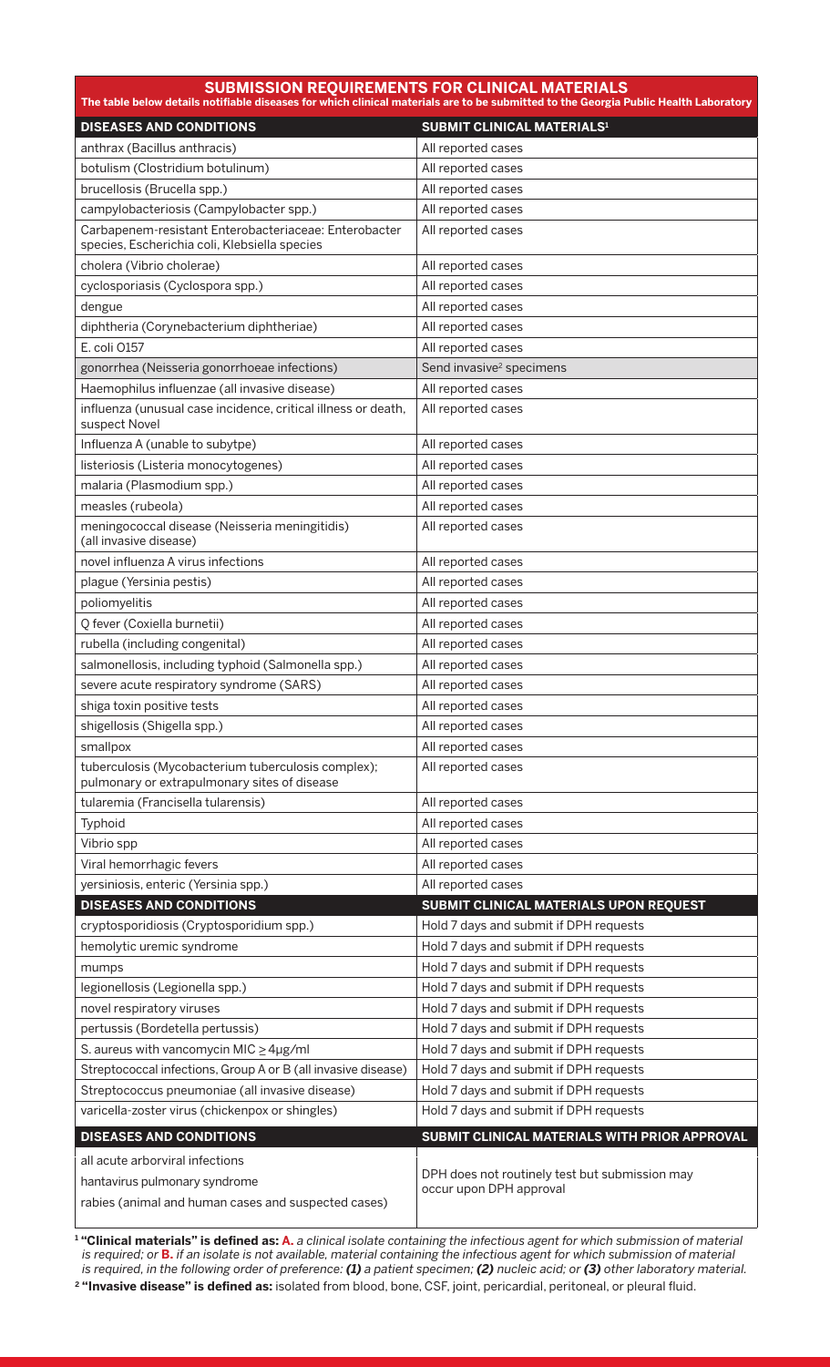## SUBMISSION REQUIREMENTS FOR CLINICAL MATERIALS

**The table below details notifiable diseases for which clinical materials are to be submitted to the Georgia Public Health Laboratory**

| DISEASES AND CONDITIONS | SUBMIT CLINICAL MATERIALS[1] |
|---|---|
| anthrax (Bacillus anthracis) | All reported cases |
| botulism (Clostridium botulinum) | All reported cases |
| brucellosis (Brucella spp.) | All reported cases |
| campylobacteriosis (Campylobacter spp.) | All reported cases |
| Carbapenem-resistant Enterobacteriaceae: Enterobacter species, Escherichia coli, Klebsiella species | All reported cases |
| cholera (Vibrio cholerae) | All reported cases |
| cyclosporiasis (Cyclospora spp.) | All reported cases |
| dengue | All reported cases |
| diphtheria (Corynebacterium diphtheriae) | All reported cases |
| E. coli O157 | All reported cases |
| gonorrhea (Neisseria gonorrhoeae infections) | Send invasive[2] specimens |
| Haemophilus influenzae (all invasive disease) | All reported cases |
| influenza (unusual case incidence, critical illness or death, suspect Novel | All reported cases |
| Influenza A (unable to subytpe) | All reported cases |
| listeriosis (Listeria monocytogenes) | All reported cases |
| malaria (Plasmodium spp.) | All reported cases |
| measles (rubeola) | All reported cases |
| meningococcal disease (Neisseria meningitidis) (all invasive disease) | All reported cases |
| novel influenza A virus infections | All reported cases |
| plague (Yersinia pestis) | All reported cases |
| poliomyelitis | All reported cases |
| Q fever (Coxiella burnetii) | All reported cases |
| rubella (including congenital) | All reported cases |
| salmonellosis, including typhoid (Salmonella spp.) | All reported cases |
| severe acute respiratory syndrome (SARS) | All reported cases |
| shiga toxin positive tests | All reported cases |
| shigellosis (Shigella spp.) | All reported cases |
| smallpox | All reported cases |
| tuberculosis (Mycobacterium tuberculosis complex); pulmonary or extrapulmonary sites of disease | All reported cases |
| tularemia (Francisella tularensis) | All reported cases |
| Typhoid | All reported cases |
| Vibrio spp | All reported cases |
| Viral hemorrhagic fevers | All reported cases |
| yersiniosis, enteric (Yersinia spp.) | All reported cases |
| **DISEASES AND CONDITIONS** | **SUBMIT CLINICAL MATERIALS UPON REQUEST** |
| cryptosporidiosis (Cryptosporidium spp.) | Hold 7 days and submit if DPH requests |
| hemolytic uremic syndrome | Hold 7 days and submit if DPH requests |
| mumps | Hold 7 days and submit if DPH requests |
| legionellosis (Legionella spp.) | Hold 7 days and submit if DPH requests |
| novel respiratory viruses | Hold 7 days and submit if DPH requests |
| pertussis (Bordetella pertussis) | Hold 7 days and submit if DPH requests |
| S. aureus with vancomycin MIC $\geq 4\mu g/ml$ | Hold 7 days and submit if DPH requests |
| Streptococcal infections, Group A or B (all invasive disease) | Hold 7 days and submit if DPH requests |
| Streptococcus pneumoniae (all invasive disease) | Hold 7 days and submit if DPH requests |
| varicella-zoster virus (chickenpox or shingles) | Hold 7 days and submit if DPH requests |
| **DISEASES AND CONDITIONS** | **SUBMIT CLINICAL MATERIALS WITH PRIOR APPROVAL** |
| all acute arborviral infections<br>hantavirus pulmonary syndrome<br>rabies (animal and human cases and suspected cases) | DPH does not routinely test but submission may occur upon DPH approval |

[1] **"Clinical materials" is defined as: A.** *a clinical isolate containing the infectious agent for which submission of material is required; or* **B.** *if an isolate is not available, material containing the infectious agent for which submission of material is required, in the following order of preference:* ***(1)*** *a patient specimen;* ***(2)*** *nucleic acid; or* ***(3)*** *other laboratory material.*

[2] **"Invasive disease" is defined as:** isolated from blood, bone, CSF, joint, pericardial, peritoneal, or pleural fluid.